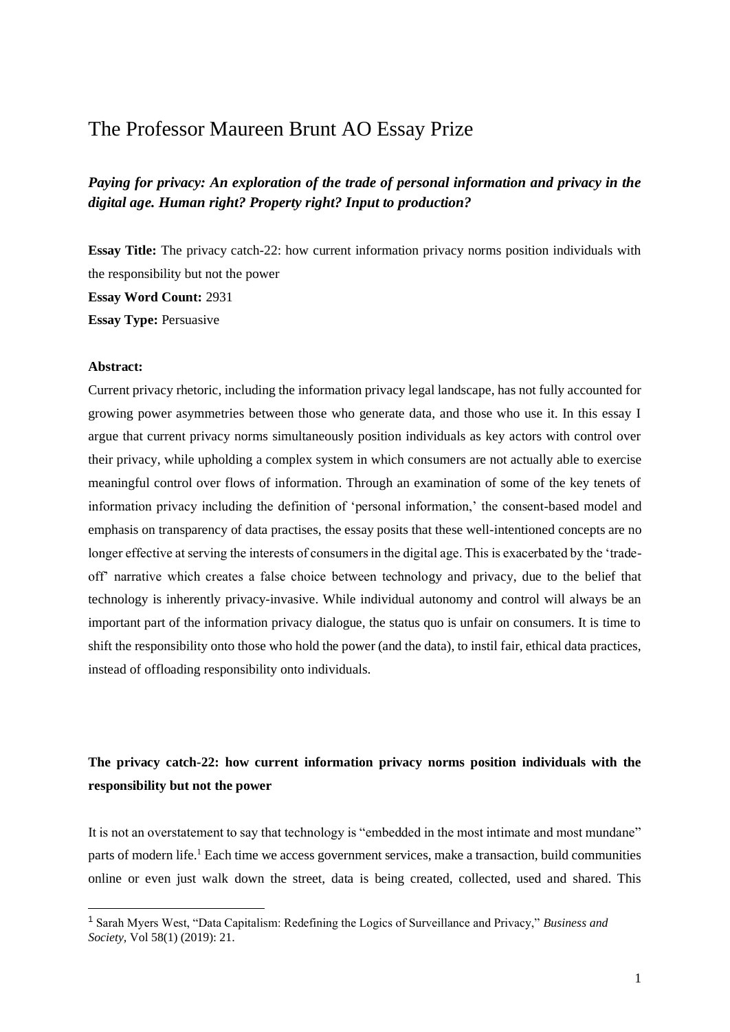# The Professor Maureen Brunt AO Essay Prize

***Paying for privacy: An exploration of the trade of personal information and privacy in the digital age. Human right? Property right? Input to production?***

**Essay Title:** The privacy catch-22: how current information privacy norms position individuals with the responsibility but not the power

**Essay Word Count:** 2931

**Essay Type:** Persuasive

**Abstract:**

Current privacy rhetoric, including the information privacy legal landscape, has not fully accounted for growing power asymmetries between those who generate data, and those who use it. In this essay I argue that current privacy norms simultaneously position individuals as key actors with control over their privacy, while upholding a complex system in which consumers are not actually able to exercise meaningful control over flows of information. Through an examination of some of the key tenets of information privacy including the definition of 'personal information,' the consent-based model and emphasis on transparency of data practises, the essay posits that these well-intentioned concepts are no longer effective at serving the interests of consumers in the digital age. This is exacerbated by the 'trade-off' narrative which creates a false choice between technology and privacy, due to the belief that technology is inherently privacy-invasive. While individual autonomy and control will always be an important part of the information privacy dialogue, the status quo is unfair on consumers. It is time to shift the responsibility onto those who hold the power (and the data), to instil fair, ethical data practices, instead of offloading responsibility onto individuals.

**The privacy catch-22: how current information privacy norms position individuals with the responsibility but not the power**

It is not an overstatement to say that technology is "embedded in the most intimate and most mundane" parts of modern life.[1] Each time we access government services, make a transaction, build communities online or even just walk down the street, data is being created, collected, used and shared. This

[1] Sarah Myers West, "Data Capitalism: Redefining the Logics of Surveillance and Privacy," *Business and Society*, Vol 58(1) (2019): 21.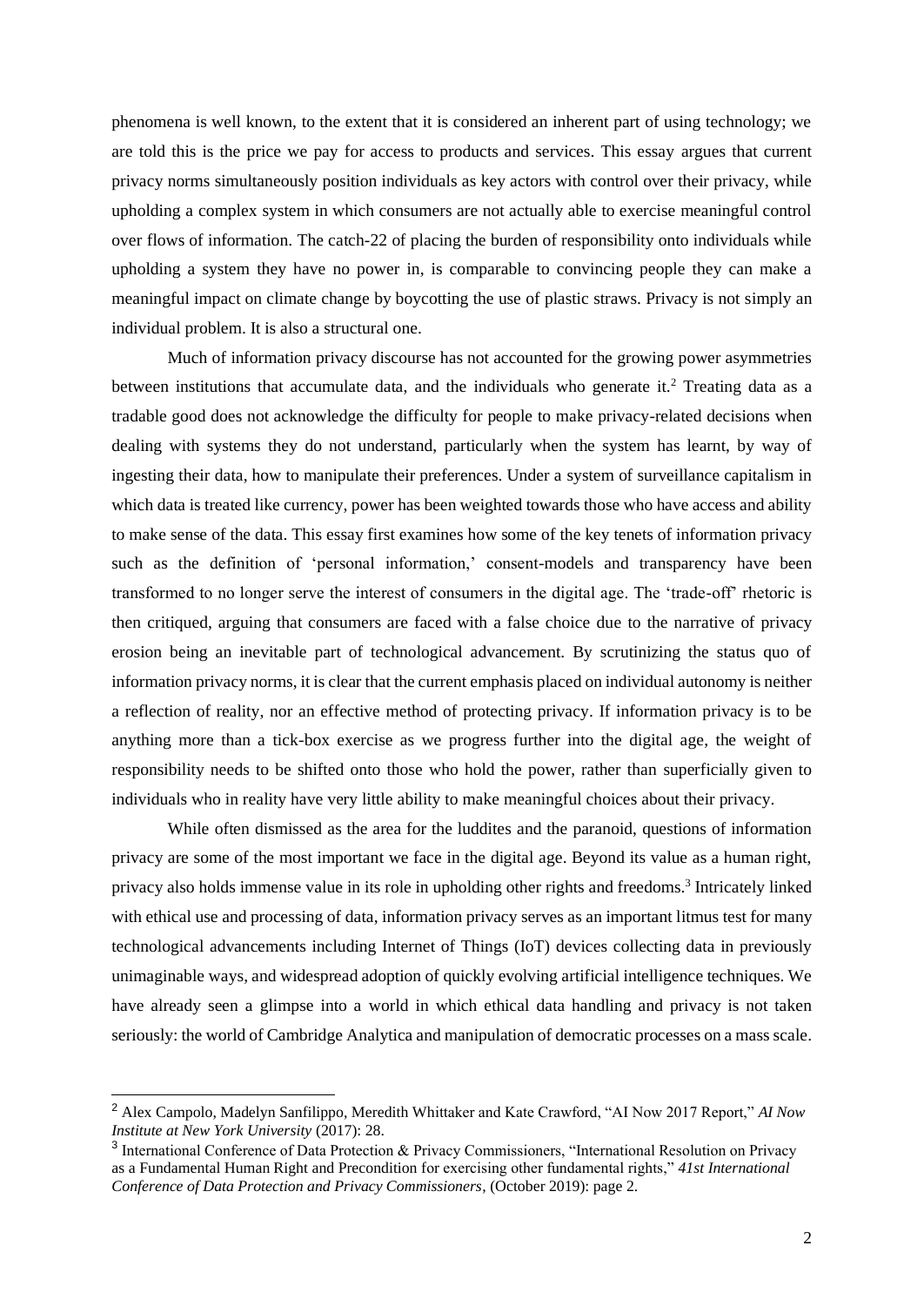phenomena is well known, to the extent that it is considered an inherent part of using technology; we are told this is the price we pay for access to products and services. This essay argues that current privacy norms simultaneously position individuals as key actors with control over their privacy, while upholding a complex system in which consumers are not actually able to exercise meaningful control over flows of information. The catch-22 of placing the burden of responsibility onto individuals while upholding a system they have no power in, is comparable to convincing people they can make a meaningful impact on climate change by boycotting the use of plastic straws. Privacy is not simply an individual problem. It is also a structural one.

Much of information privacy discourse has not accounted for the growing power asymmetries between institutions that accumulate data, and the individuals who generate it.[2] Treating data as a tradable good does not acknowledge the difficulty for people to make privacy-related decisions when dealing with systems they do not understand, particularly when the system has learnt, by way of ingesting their data, how to manipulate their preferences. Under a system of surveillance capitalism in which data is treated like currency, power has been weighted towards those who have access and ability to make sense of the data. This essay first examines how some of the key tenets of information privacy such as the definition of 'personal information,' consent-models and transparency have been transformed to no longer serve the interest of consumers in the digital age. The 'trade-off' rhetoric is then critiqued, arguing that consumers are faced with a false choice due to the narrative of privacy erosion being an inevitable part of technological advancement. By scrutinizing the status quo of information privacy norms, it is clear that the current emphasis placed on individual autonomy is neither a reflection of reality, nor an effective method of protecting privacy. If information privacy is to be anything more than a tick-box exercise as we progress further into the digital age, the weight of responsibility needs to be shifted onto those who hold the power, rather than superficially given to individuals who in reality have very little ability to make meaningful choices about their privacy.

While often dismissed as the area for the luddites and the paranoid, questions of information privacy are some of the most important we face in the digital age. Beyond its value as a human right, privacy also holds immense value in its role in upholding other rights and freedoms.[3] Intricately linked with ethical use and processing of data, information privacy serves as an important litmus test for many technological advancements including Internet of Things (IoT) devices collecting data in previously unimaginable ways, and widespread adoption of quickly evolving artificial intelligence techniques. We have already seen a glimpse into a world in which ethical data handling and privacy is not taken seriously: the world of Cambridge Analytica and manipulation of democratic processes on a mass scale.

---

[2] Alex Campolo, Madelyn Sanfilippo, Meredith Whittaker and Kate Crawford, "AI Now 2017 Report," *AI Now Institute at New York University* (2017): 28.

[3] International Conference of Data Protection & Privacy Commissioners, "International Resolution on Privacy as a Fundamental Human Right and Precondition for exercising other fundamental rights," *41st International Conference of Data Protection and Privacy Commissioners*, (October 2019): page 2.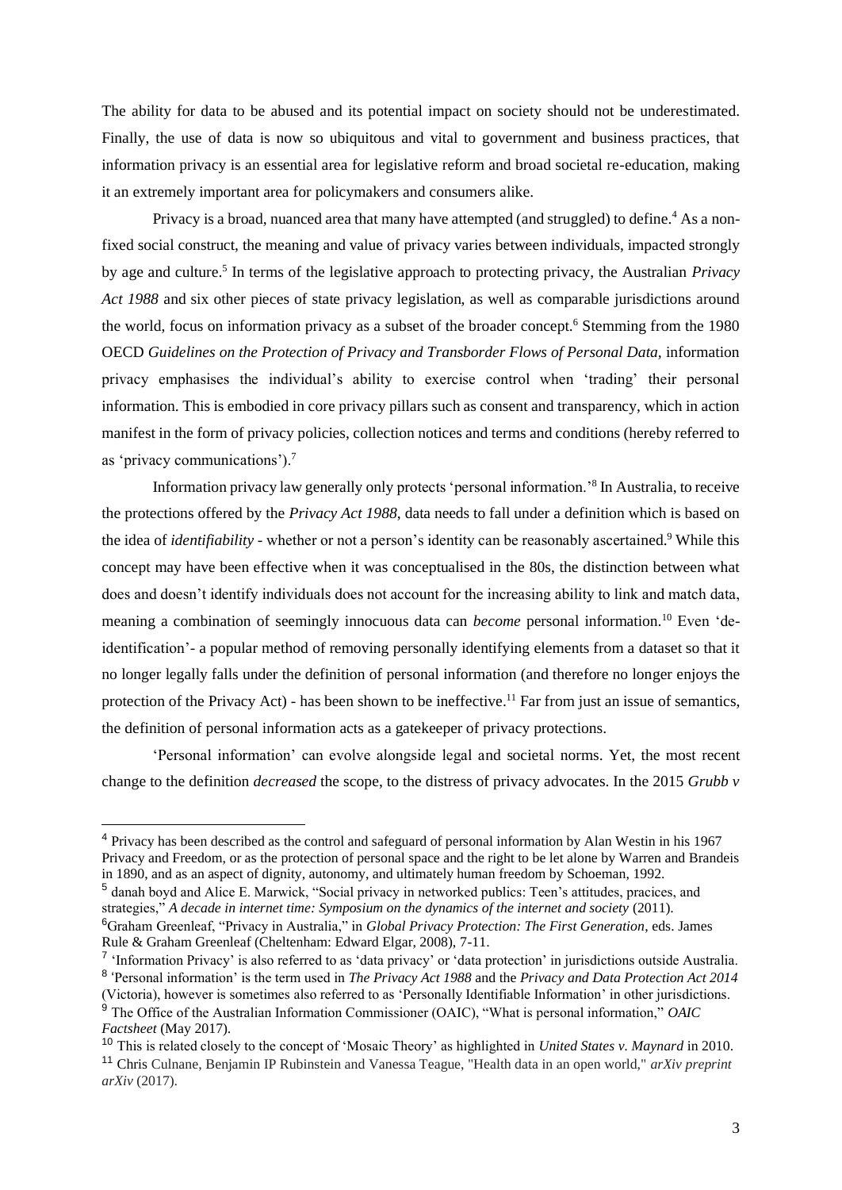The ability for data to be abused and its potential impact on society should not be underestimated. Finally, the use of data is now so ubiquitous and vital to government and business practices, that information privacy is an essential area for legislative reform and broad societal re-education, making it an extremely important area for policymakers and consumers alike.

Privacy is a broad, nuanced area that many have attempted (and struggled) to define.[4] As a non-fixed social construct, the meaning and value of privacy varies between individuals, impacted strongly by age and culture.[5] In terms of the legislative approach to protecting privacy, the Australian *Privacy Act 1988* and six other pieces of state privacy legislation, as well as comparable jurisdictions around the world, focus on information privacy as a subset of the broader concept.[6] Stemming from the 1980 OECD *Guidelines on the Protection of Privacy and Transborder Flows of Personal Data,* information privacy emphasises the individual's ability to exercise control when 'trading' their personal information. This is embodied in core privacy pillars such as consent and transparency, which in action manifest in the form of privacy policies, collection notices and terms and conditions (hereby referred to as 'privacy communications').[7]

Information privacy law generally only protects 'personal information.'[8] In Australia, to receive the protections offered by the *Privacy Act 1988*, data needs to fall under a definition which is based on the idea of *identifiability* - whether or not a person's identity can be reasonably ascertained.[9] While this concept may have been effective when it was conceptualised in the 80s, the distinction between what does and doesn't identify individuals does not account for the increasing ability to link and match data, meaning a combination of seemingly innocuous data can *become* personal information.[10] Even 'de-identification'- a popular method of removing personally identifying elements from a dataset so that it no longer legally falls under the definition of personal information (and therefore no longer enjoys the protection of the Privacy Act) - has been shown to be ineffective.[11] Far from just an issue of semantics, the definition of personal information acts as a gatekeeper of privacy protections.

'Personal information' can evolve alongside legal and societal norms. Yet, the most recent change to the definition *decreased* the scope, to the distress of privacy advocates. In the 2015 *Grubb v*

---

[4] Privacy has been described as the control and safeguard of personal information by Alan Westin in his 1967 Privacy and Freedom, or as the protection of personal space and the right to be let alone by Warren and Brandeis in 1890, and as an aspect of dignity, autonomy, and ultimately human freedom by Schoeman, 1992.

[5] danah boyd and Alice E. Marwick, "Social privacy in networked publics: Teen's attitudes, pracices, and strategies," *A decade in internet time: Symposium on the dynamics of the internet and society* (2011).

[6] Graham Greenleaf, "Privacy in Australia," in *Global Privacy Protection: The First Generation*, eds. James Rule & Graham Greenleaf (Cheltenham: Edward Elgar, 2008), 7-11.

[7] 'Information Privacy' is also referred to as 'data privacy' or 'data protection' in jurisdictions outside Australia.

[8] 'Personal information' is the term used in *The Privacy Act 1988* and the *Privacy and Data Protection Act 2014* (Victoria), however is sometimes also referred to as 'Personally Identifiable Information' in other jurisdictions.

[9] The Office of the Australian Information Commissioner (OAIC), "What is personal information," *OAIC Factsheet* (May 2017).

[10] This is related closely to the concept of 'Mosaic Theory' as highlighted in *United States v. Maynard* in 2010.

[11] Chris Culnane, Benjamin IP Rubinstein and Vanessa Teague, "Health data in an open world," *arXiv preprint arXiv* (2017).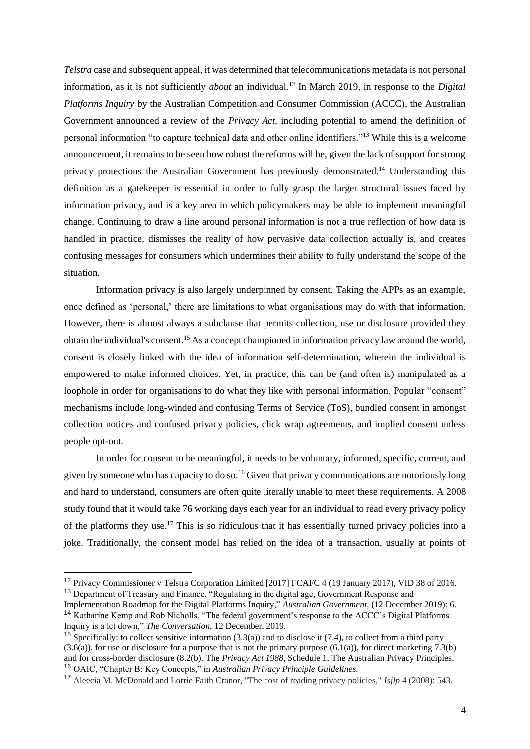*Telstra* case and subsequent appeal, it was determined that telecommunications metadata is not personal information, as it is not sufficiently *about* an individual.[12] In March 2019, in response to the *Digital Platforms Inquiry* by the Australian Competition and Consumer Commission (ACCC), the Australian Government announced a review of the *Privacy Act,* including potential to amend the definition of personal information "to capture technical data and other online identifiers."[13] While this is a welcome announcement, it remains to be seen how robust the reforms will be, given the lack of support for strong privacy protections the Australian Government has previously demonstrated.[14] Understanding this definition as a gatekeeper is essential in order to fully grasp the larger structural issues faced by information privacy, and is a key area in which policymakers may be able to implement meaningful change. Continuing to draw a line around personal information is not a true reflection of how data is handled in practice, dismisses the reality of how pervasive data collection actually is, and creates confusing messages for consumers which undermines their ability to fully understand the scope of the situation.

Information privacy is also largely underpinned by consent. Taking the APPs as an example, once defined as 'personal,' there are limitations to what organisations may do with that information. However, there is almost always a subclause that permits collection, use or disclosure provided they obtain the individual's consent.[15] As a concept championed in information privacy law around the world, consent is closely linked with the idea of information self-determination, wherein the individual is empowered to make informed choices. Yet, in practice, this can be (and often is) manipulated as a loophole in order for organisations to do what they like with personal information. Popular "consent" mechanisms include long-winded and confusing Terms of Service (ToS), bundled consent in amongst collection notices and confused privacy policies, click wrap agreements, and implied consent unless people opt-out.

In order for consent to be meaningful, it needs to be voluntary, informed, specific, current, and given by someone who has capacity to do so.[16] Given that privacy communications are notoriously long and hard to understand, consumers are often quite literally unable to meet these requirements. A 2008 study found that it would take 76 working days each year for an individual to read every privacy policy of the platforms they use.[17] This is so ridiculous that it has essentially turned privacy policies into a joke. Traditionally, the consent model has relied on the idea of a transaction, usually at points of

---

[12] Privacy Commissioner v Telstra Corporation Limited [2017] FCAFC 4 (19 January 2017), VID 38 of 2016.

[13] Department of Treasury and Finance, "Regulating in the digital age, Government Response and Implementation Roadmap for the Digital Platforms Inquiry," *Australian Government,* (12 December 2019): 6.

[14] Katharine Kemp and Rob Nicholls, "The federal government's response to the ACCC's Digital Platforms Inquiry is a let down," *The Conversation,* 12 December, 2019.

[15] Specifically: to collect sensitive information (3.3(a)) and to disclose it (7.4), to collect from a third party (3.6(a)), for use or disclosure for a purpose that is not the primary purpose (6.1(a)), for direct marketing 7.3(b) and for cross-border disclosure (8.2(b). The *Privacy Act 1988,* Schedule 1, The Australian Privacy Principles.

[16] OAIC, "Chapter B: Key Concepts," in *Australian Privacy Principle Guidelines.*

[17] Aleecia M. McDonald and Lorrie Faith Cranor, "The cost of reading privacy policies," *Isjlp* 4 (2008): 543.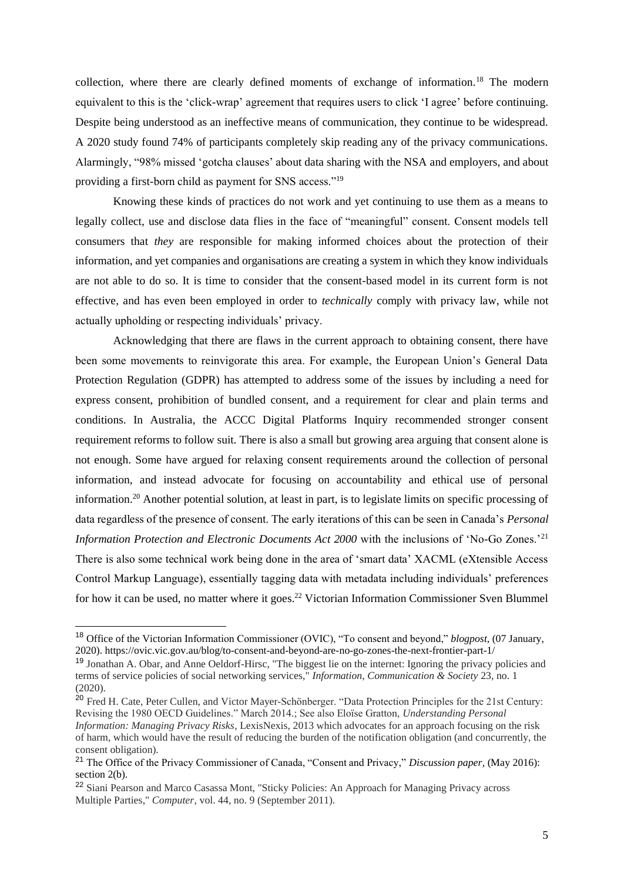collection, where there are clearly defined moments of exchange of information.[18] The modern equivalent to this is the 'click-wrap' agreement that requires users to click 'I agree' before continuing. Despite being understood as an ineffective means of communication, they continue to be widespread. A 2020 study found 74% of participants completely skip reading any of the privacy communications. Alarmingly, "98% missed 'gotcha clauses' about data sharing with the NSA and employers, and about providing a first-born child as payment for SNS access."[19]

Knowing these kinds of practices do not work and yet continuing to use them as a means to legally collect, use and disclose data flies in the face of "meaningful" consent. Consent models tell consumers that *they* are responsible for making informed choices about the protection of their information, and yet companies and organisations are creating a system in which they know individuals are not able to do so. It is time to consider that the consent-based model in its current form is not effective, and has even been employed in order to *technically* comply with privacy law, while not actually upholding or respecting individuals' privacy.

Acknowledging that there are flaws in the current approach to obtaining consent, there have been some movements to reinvigorate this area. For example, the European Union's General Data Protection Regulation (GDPR) has attempted to address some of the issues by including a need for express consent, prohibition of bundled consent, and a requirement for clear and plain terms and conditions. In Australia, the ACCC Digital Platforms Inquiry recommended stronger consent requirement reforms to follow suit. There is also a small but growing area arguing that consent alone is not enough. Some have argued for relaxing consent requirements around the collection of personal information, and instead advocate for focusing on accountability and ethical use of personal information.[20] Another potential solution, at least in part, is to legislate limits on specific processing of data regardless of the presence of consent. The early iterations of this can be seen in Canada's *Personal Information Protection and Electronic Documents Act 2000* with the inclusions of 'No-Go Zones.'[21] There is also some technical work being done in the area of 'smart data' XACML (eXtensible Access Control Markup Language), essentially tagging data with metadata including individuals' preferences for how it can be used, no matter where it goes.[22] Victorian Information Commissioner Sven Blummel

---

[18] Office of the Victorian Information Commissioner (OVIC), "To consent and beyond," *blogpost*, (07 January, 2020). https://ovic.vic.gov.au/blog/to-consent-and-beyond-are-no-go-zones-the-next-frontier-part-1/

[19] Jonathan A. Obar, and Anne Oeldorf-Hirsc, "The biggest lie on the internet: Ignoring the privacy policies and terms of service policies of social networking services," *Information, Communication & Society* 23, no. 1 (2020).

[20] Fred H. Cate, Peter Cullen, and Victor Mayer-Schönberger. "Data Protection Principles for the 21st Century: Revising the 1980 OECD Guidelines." March 2014.; See also Eloïse Gratton, *Understanding Personal Information: Managing Privacy Risks*, LexisNexis, 2013 which advocates for an approach focusing on the risk of harm, which would have the result of reducing the burden of the notification obligation (and concurrently, the consent obligation).

[21] The Office of the Privacy Commissioner of Canada, "Consent and Privacy," *Discussion paper*, (May 2016): section 2(b).

[22] Siani Pearson and Marco Casassa Mont, "Sticky Policies: An Approach for Managing Privacy across Multiple Parties," *Computer*, vol. 44, no. 9 (September 2011).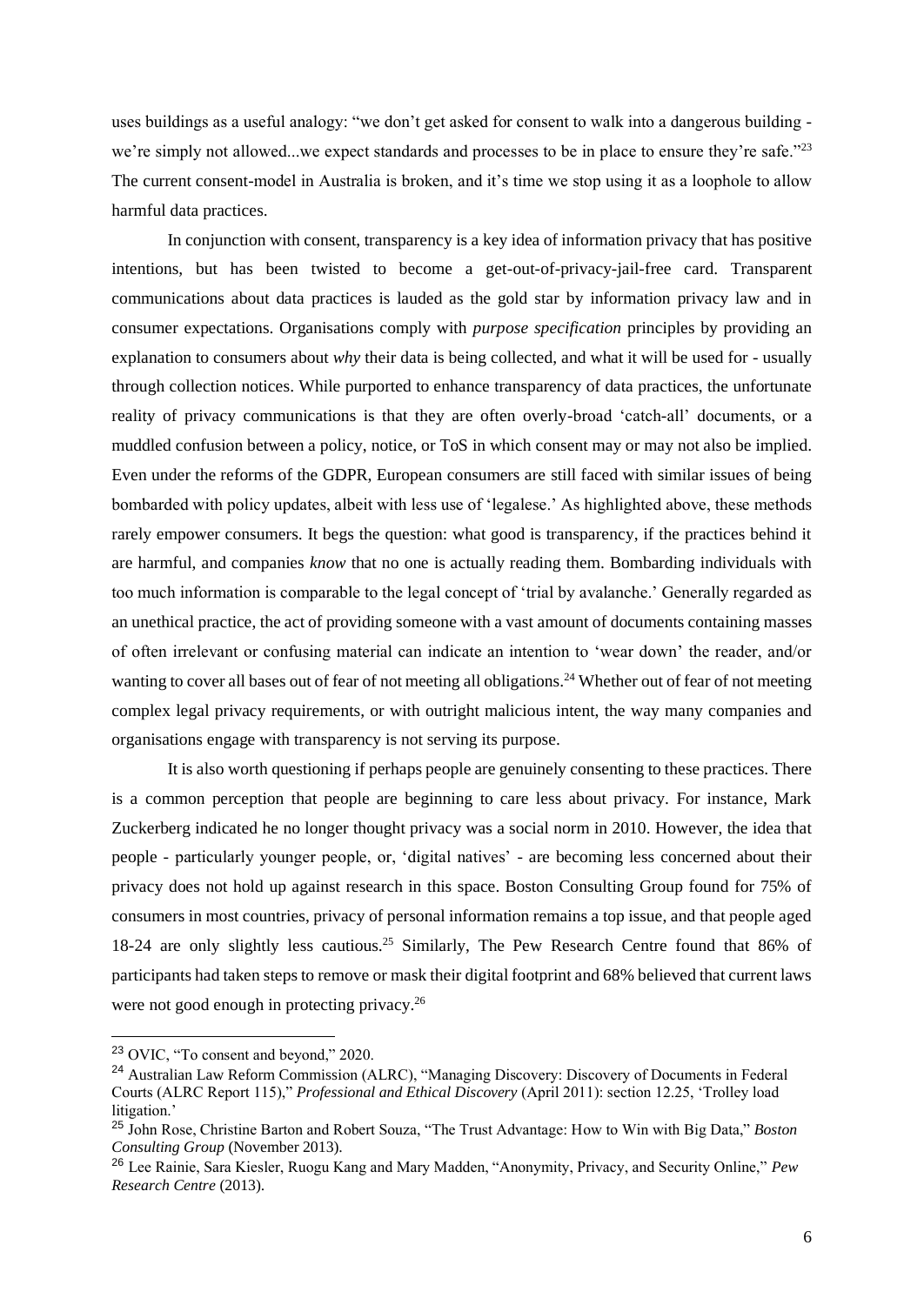uses buildings as a useful analogy: "we don't get asked for consent to walk into a dangerous building - we're simply not allowed...we expect standards and processes to be in place to ensure they're safe."[23] The current consent-model in Australia is broken, and it's time we stop using it as a loophole to allow harmful data practices.

In conjunction with consent, transparency is a key idea of information privacy that has positive intentions, but has been twisted to become a get-out-of-privacy-jail-free card. Transparent communications about data practices is lauded as the gold star by information privacy law and in consumer expectations. Organisations comply with *purpose specification* principles by providing an explanation to consumers about *why* their data is being collected, and what it will be used for - usually through collection notices. While purported to enhance transparency of data practices, the unfortunate reality of privacy communications is that they are often overly-broad 'catch-all' documents, or a muddled confusion between a policy, notice, or ToS in which consent may or may not also be implied. Even under the reforms of the GDPR, European consumers are still faced with similar issues of being bombarded with policy updates, albeit with less use of 'legalese.' As highlighted above, these methods rarely empower consumers. It begs the question: what good is transparency, if the practices behind it are harmful, and companies *know* that no one is actually reading them. Bombarding individuals with too much information is comparable to the legal concept of 'trial by avalanche.' Generally regarded as an unethical practice, the act of providing someone with a vast amount of documents containing masses of often irrelevant or confusing material can indicate an intention to 'wear down' the reader, and/or wanting to cover all bases out of fear of not meeting all obligations.[24] Whether out of fear of not meeting complex legal privacy requirements, or with outright malicious intent, the way many companies and organisations engage with transparency is not serving its purpose.

It is also worth questioning if perhaps people are genuinely consenting to these practices. There is a common perception that people are beginning to care less about privacy. For instance, Mark Zuckerberg indicated he no longer thought privacy was a social norm in 2010. However, the idea that people - particularly younger people, or, 'digital natives' - are becoming less concerned about their privacy does not hold up against research in this space. Boston Consulting Group found for 75% of consumers in most countries, privacy of personal information remains a top issue, and that people aged 18-24 are only slightly less cautious.[25] Similarly, The Pew Research Centre found that 86% of participants had taken steps to remove or mask their digital footprint and 68% believed that current laws were not good enough in protecting privacy.[26]

---

[23] OVIC, "To consent and beyond," 2020.

[24] Australian Law Reform Commission (ALRC), "Managing Discovery: Discovery of Documents in Federal Courts (ALRC Report 115)," *Professional and Ethical Discovery* (April 2011): section 12.25, 'Trolley load litigation.'

[25] John Rose, Christine Barton and Robert Souza, "The Trust Advantage: How to Win with Big Data," *Boston Consulting Group* (November 2013).

[26] Lee Rainie, Sara Kiesler, Ruogu Kang and Mary Madden, "Anonymity, Privacy, and Security Online," *Pew Research Centre* (2013).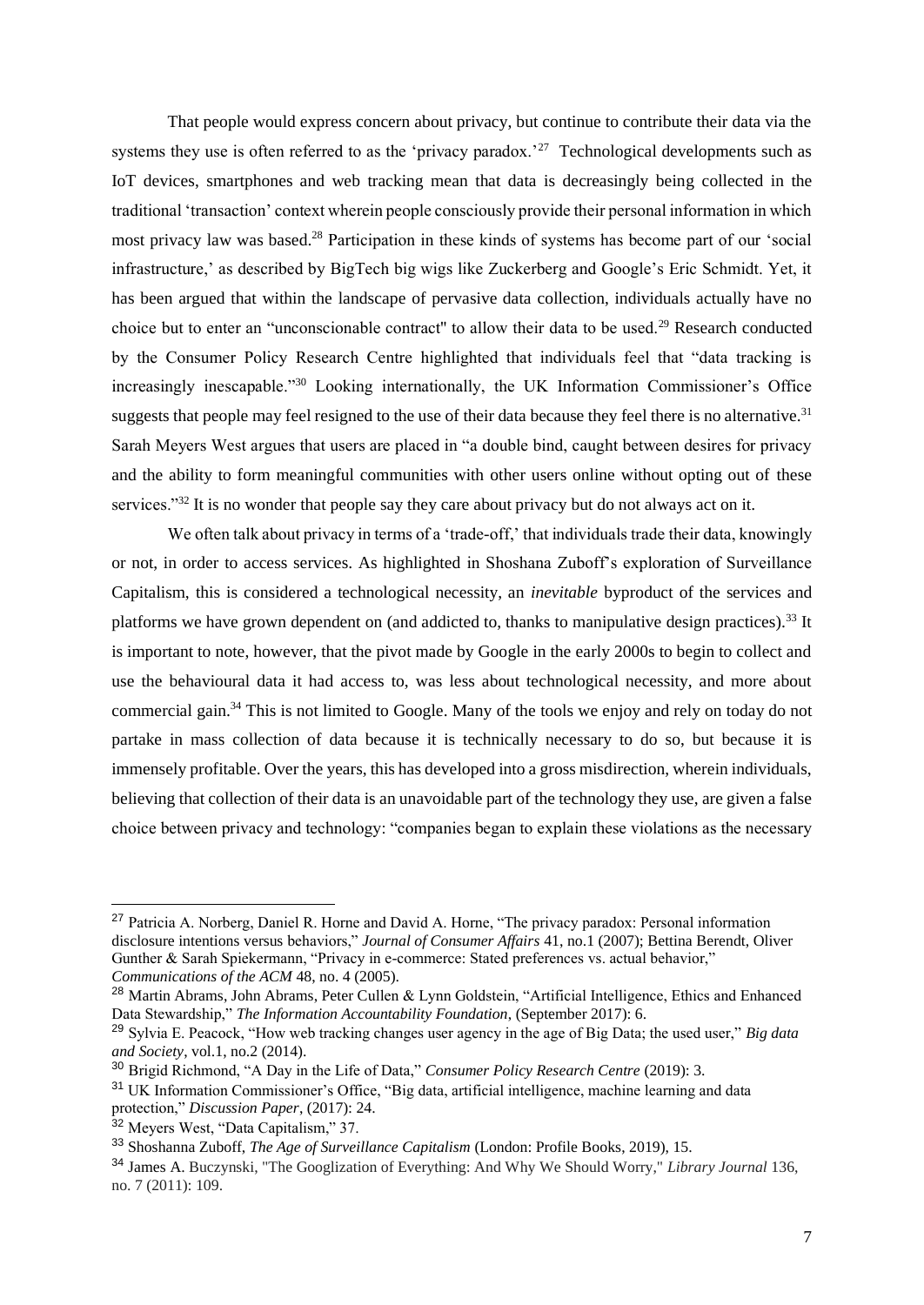That people would express concern about privacy, but continue to contribute their data via the systems they use is often referred to as the 'privacy paradox.'[27] Technological developments such as IoT devices, smartphones and web tracking mean that data is decreasingly being collected in the traditional 'transaction' context wherein people consciously provide their personal information in which most privacy law was based.[28] Participation in these kinds of systems has become part of our 'social infrastructure,' as described by BigTech big wigs like Zuckerberg and Google's Eric Schmidt. Yet, it has been argued that within the landscape of pervasive data collection, individuals actually have no choice but to enter an "unconscionable contract" to allow their data to be used.[29] Research conducted by the Consumer Policy Research Centre highlighted that individuals feel that "data tracking is increasingly inescapable."[30] Looking internationally, the UK Information Commissioner's Office suggests that people may feel resigned to the use of their data because they feel there is no alternative.[31] Sarah Meyers West argues that users are placed in "a double bind, caught between desires for privacy and the ability to form meaningful communities with other users online without opting out of these services."[32] It is no wonder that people say they care about privacy but do not always act on it.

We often talk about privacy in terms of a 'trade-off,' that individuals trade their data, knowingly or not, in order to access services. As highlighted in Shoshana Zuboff's exploration of Surveillance Capitalism, this is considered a technological necessity, an *inevitable* byproduct of the services and platforms we have grown dependent on (and addicted to, thanks to manipulative design practices).[33] It is important to note, however, that the pivot made by Google in the early 2000s to begin to collect and use the behavioural data it had access to, was less about technological necessity, and more about commercial gain.[34] This is not limited to Google. Many of the tools we enjoy and rely on today do not partake in mass collection of data because it is technically necessary to do so, but because it is immensely profitable. Over the years, this has developed into a gross misdirection, wherein individuals, believing that collection of their data is an unavoidable part of the technology they use, are given a false choice between privacy and technology: "companies began to explain these violations as the necessary

---

[27] Patricia A. Norberg, Daniel R. Horne and David A. Horne, "The privacy paradox: Personal information disclosure intentions versus behaviors," *Journal of Consumer Affairs* 41, no.1 (2007); Bettina Berendt, Oliver Gunther & Sarah Spiekermann, "Privacy in e-commerce: Stated preferences vs. actual behavior," *Communications of the ACM* 48, no. 4 (2005).

[28] Martin Abrams, John Abrams, Peter Cullen & Lynn Goldstein, "Artificial Intelligence, Ethics and Enhanced Data Stewardship," *The Information Accountability Foundation*, (September 2017): 6.

[29] Sylvia E. Peacock, "How web tracking changes user agency in the age of Big Data; the used user," *Big data and Society*, vol.1, no.2 (2014).

[30] Brigid Richmond, "A Day in the Life of Data," *Consumer Policy Research Centre* (2019): 3.

[31] UK Information Commissioner's Office, "Big data, artificial intelligence, machine learning and data protection," *Discussion Paper*, (2017): 24.

[32] Meyers West, "Data Capitalism," 37.

[33] Shoshanna Zuboff, *The Age of Surveillance Capitalism* (London: Profile Books, 2019), 15.

[34] James A. Buczynski, "The Googlization of Everything: And Why We Should Worry," *Library Journal* 136, no. 7 (2011): 109.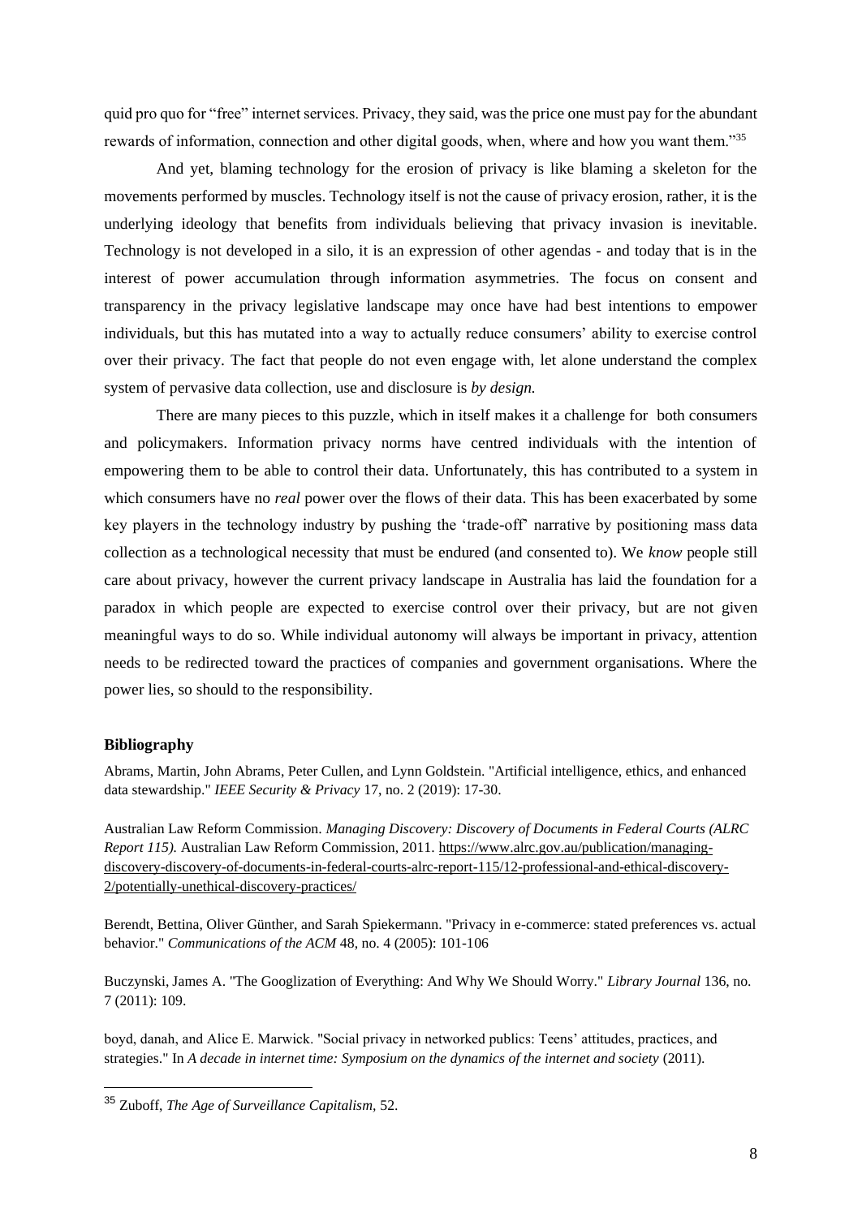quid pro quo for "free" internet services. Privacy, they said, was the price one must pay for the abundant rewards of information, connection and other digital goods, when, where and how you want them."[35]

And yet, blaming technology for the erosion of privacy is like blaming a skeleton for the movements performed by muscles. Technology itself is not the cause of privacy erosion, rather, it is the underlying ideology that benefits from individuals believing that privacy invasion is inevitable. Technology is not developed in a silo, it is an expression of other agendas - and today that is in the interest of power accumulation through information asymmetries. The focus on consent and transparency in the privacy legislative landscape may once have had best intentions to empower individuals, but this has mutated into a way to actually reduce consumers' ability to exercise control over their privacy. The fact that people do not even engage with, let alone understand the complex system of pervasive data collection, use and disclosure is *by design.*

There are many pieces to this puzzle, which in itself makes it a challenge for both consumers and policymakers. Information privacy norms have centred individuals with the intention of empowering them to be able to control their data. Unfortunately, this has contributed to a system in which consumers have no *real* power over the flows of their data. This has been exacerbated by some key players in the technology industry by pushing the 'trade-off' narrative by positioning mass data collection as a technological necessity that must be endured (and consented to). We *know* people still care about privacy, however the current privacy landscape in Australia has laid the foundation for a paradox in which people are expected to exercise control over their privacy, but are not given meaningful ways to do so. While individual autonomy will always be important in privacy, attention needs to be redirected toward the practices of companies and government organisations. Where the power lies, so should to the responsibility.

**Bibliography**

Abrams, Martin, John Abrams, Peter Cullen, and Lynn Goldstein. "Artificial intelligence, ethics, and enhanced data stewardship." *IEEE Security & Privacy* 17, no. 2 (2019): 17-30.

Australian Law Reform Commission. *Managing Discovery: Discovery of Documents in Federal Courts (ALRC Report 115).* Australian Law Reform Commission, 2011. https://www.alrc.gov.au/publication/managing-discovery-discovery-of-documents-in-federal-courts-alrc-report-115/12-professional-and-ethical-discovery-2/potentially-unethical-discovery-practices/

Berendt, Bettina, Oliver Günther, and Sarah Spiekermann. "Privacy in e-commerce: stated preferences vs. actual behavior." *Communications of the ACM* 48, no. 4 (2005): 101-106

Buczynski, James A. "The Googlization of Everything: And Why We Should Worry." *Library Journal* 136, no. 7 (2011): 109.

boyd, danah, and Alice E. Marwick. "Social privacy in networked publics: Teens' attitudes, practices, and strategies." In *A decade in internet time: Symposium on the dynamics of the internet and society* (2011).

[35] Zuboff, *The Age of Surveillance Capitalism*, 52.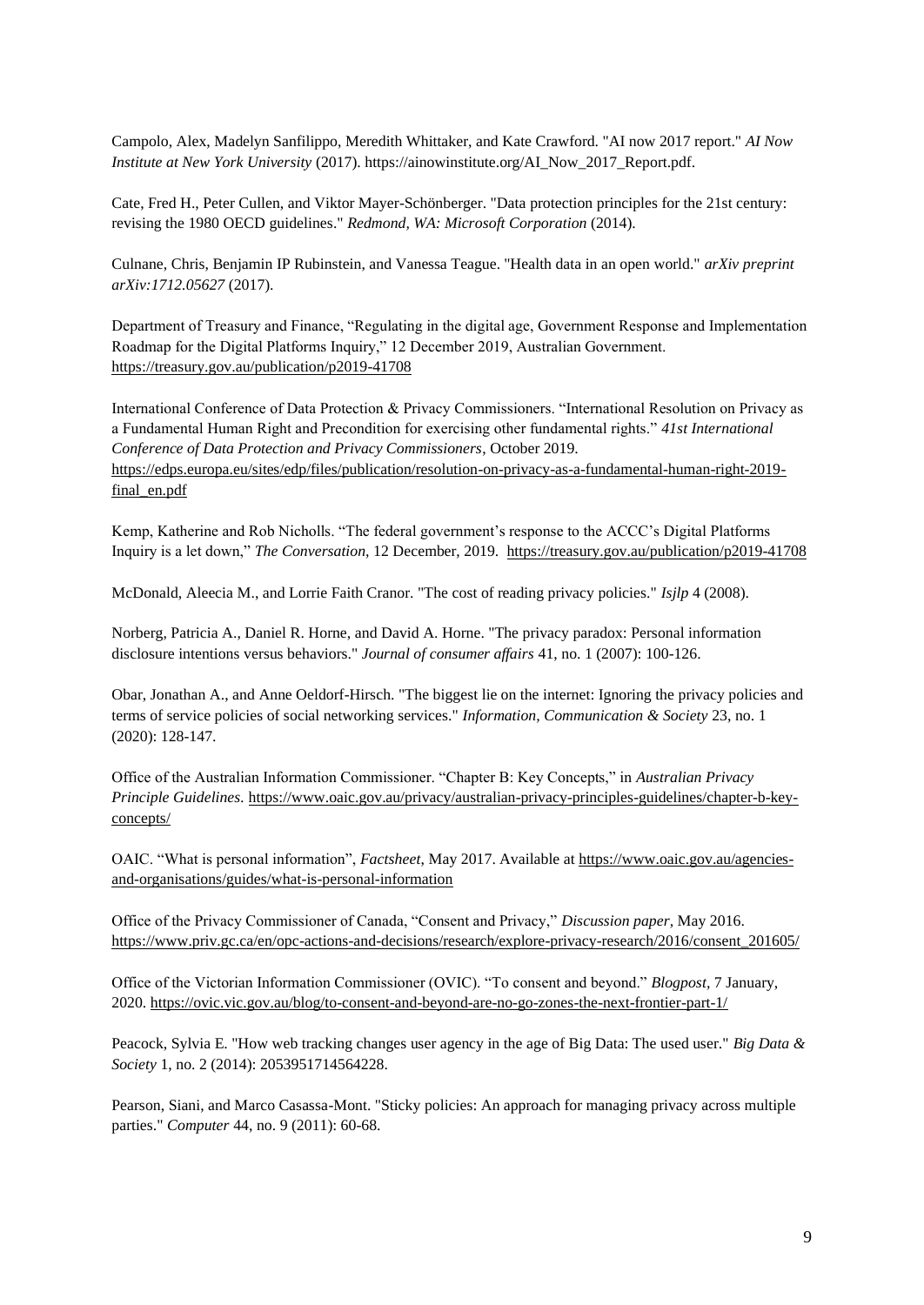Campolo, Alex, Madelyn Sanfilippo, Meredith Whittaker, and Kate Crawford. "AI now 2017 report." *AI Now Institute at New York University* (2017). https://ainowinstitute.org/AI_Now_2017_Report.pdf.

Cate, Fred H., Peter Cullen, and Viktor Mayer-Schönberger. "Data protection principles for the 21st century: revising the 1980 OECD guidelines." *Redmond, WA: Microsoft Corporation* (2014).

Culnane, Chris, Benjamin IP Rubinstein, and Vanessa Teague. "Health data in an open world." *arXiv preprint arXiv:1712.05627* (2017).

Department of Treasury and Finance, "Regulating in the digital age, Government Response and Implementation Roadmap for the Digital Platforms Inquiry," 12 December 2019, Australian Government. https://treasury.gov.au/publication/p2019-41708

International Conference of Data Protection & Privacy Commissioners. "International Resolution on Privacy as a Fundamental Human Right and Precondition for exercising other fundamental rights." *41st International Conference of Data Protection and Privacy Commissioners*, October 2019. https://edps.europa.eu/sites/edp/files/publication/resolution-on-privacy-as-a-fundamental-human-right-2019-final_en.pdf

Kemp, Katherine and Rob Nicholls. "The federal government's response to the ACCC's Digital Platforms Inquiry is a let down," *The Conversation,* 12 December, 2019. https://treasury.gov.au/publication/p2019-41708

McDonald, Aleecia M., and Lorrie Faith Cranor. "The cost of reading privacy policies." *Isjlp* 4 (2008).

Norberg, Patricia A., Daniel R. Horne, and David A. Horne. "The privacy paradox: Personal information disclosure intentions versus behaviors." *Journal of consumer affairs* 41, no. 1 (2007): 100-126.

Obar, Jonathan A., and Anne Oeldorf-Hirsch. "The biggest lie on the internet: Ignoring the privacy policies and terms of service policies of social networking services." *Information, Communication & Society* 23, no. 1 (2020): 128-147.

Office of the Australian Information Commissioner. "Chapter B: Key Concepts," in *Australian Privacy Principle Guidelines.* https://www.oaic.gov.au/privacy/australian-privacy-principles-guidelines/chapter-b-key-concepts/

OAIC. "What is personal information", *Factsheet*, May 2017. Available at https://www.oaic.gov.au/agencies-and-organisations/guides/what-is-personal-information

Office of the Privacy Commissioner of Canada, "Consent and Privacy," *Discussion paper*, May 2016. https://www.priv.gc.ca/en/opc-actions-and-decisions/research/explore-privacy-research/2016/consent_201605/

Office of the Victorian Information Commissioner (OVIC). "To consent and beyond." *Blogpost*, 7 January, 2020. https://ovic.vic.gov.au/blog/to-consent-and-beyond-are-no-go-zones-the-next-frontier-part-1/

Peacock, Sylvia E. "How web tracking changes user agency in the age of Big Data: The used user." *Big Data & Society* 1, no. 2 (2014): 2053951714564228.

Pearson, Siani, and Marco Casassa-Mont. "Sticky policies: An approach for managing privacy across multiple parties." *Computer* 44, no. 9 (2011): 60-68.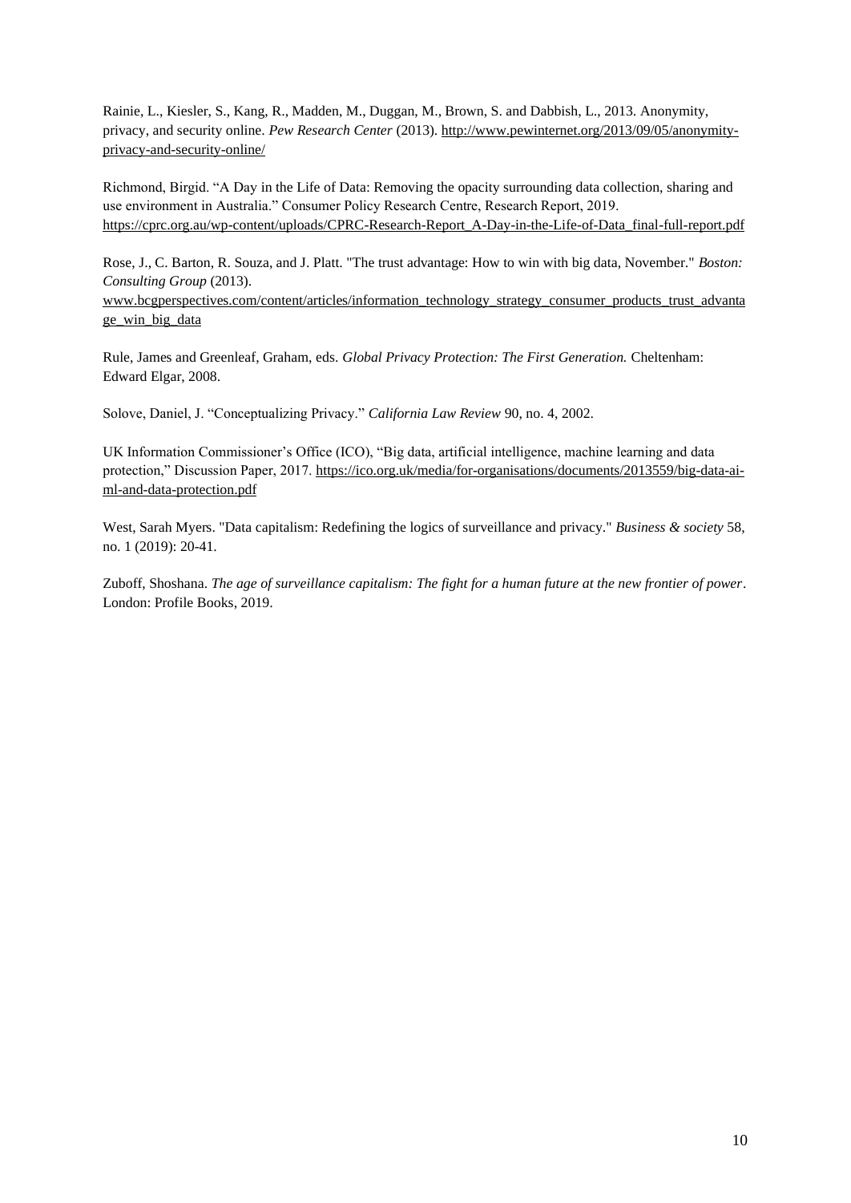Rainie, L., Kiesler, S., Kang, R., Madden, M., Duggan, M., Brown, S. and Dabbish, L., 2013. Anonymity, privacy, and security online. *Pew Research Center* (2013). http://www.pewinternet.org/2013/09/05/anonymity-privacy-and-security-online/

Richmond, Birgid. "A Day in the Life of Data: Removing the opacity surrounding data collection, sharing and use environment in Australia." Consumer Policy Research Centre, Research Report, 2019. https://cprc.org.au/wp-content/uploads/CPRC-Research-Report_A-Day-in-the-Life-of-Data_final-full-report.pdf

Rose, J., C. Barton, R. Souza, and J. Platt. "The trust advantage: How to win with big data, November." *Boston: Consulting Group* (2013). www.bcgperspectives.com/content/articles/information_technology_strategy_consumer_products_trust_advantage_win_big_data

Rule, James and Greenleaf, Graham, eds. *Global Privacy Protection: The First Generation.* Cheltenham: Edward Elgar, 2008.

Solove, Daniel, J. "Conceptualizing Privacy." *California Law Review* 90, no. 4, 2002.

UK Information Commissioner's Office (ICO), "Big data, artificial intelligence, machine learning and data protection," Discussion Paper, 2017. https://ico.org.uk/media/for-organisations/documents/2013559/big-data-ai-ml-and-data-protection.pdf

West, Sarah Myers. "Data capitalism: Redefining the logics of surveillance and privacy." *Business & society* 58, no. 1 (2019): 20-41.

Zuboff, Shoshana. *The age of surveillance capitalism: The fight for a human future at the new frontier of power*. London: Profile Books, 2019.